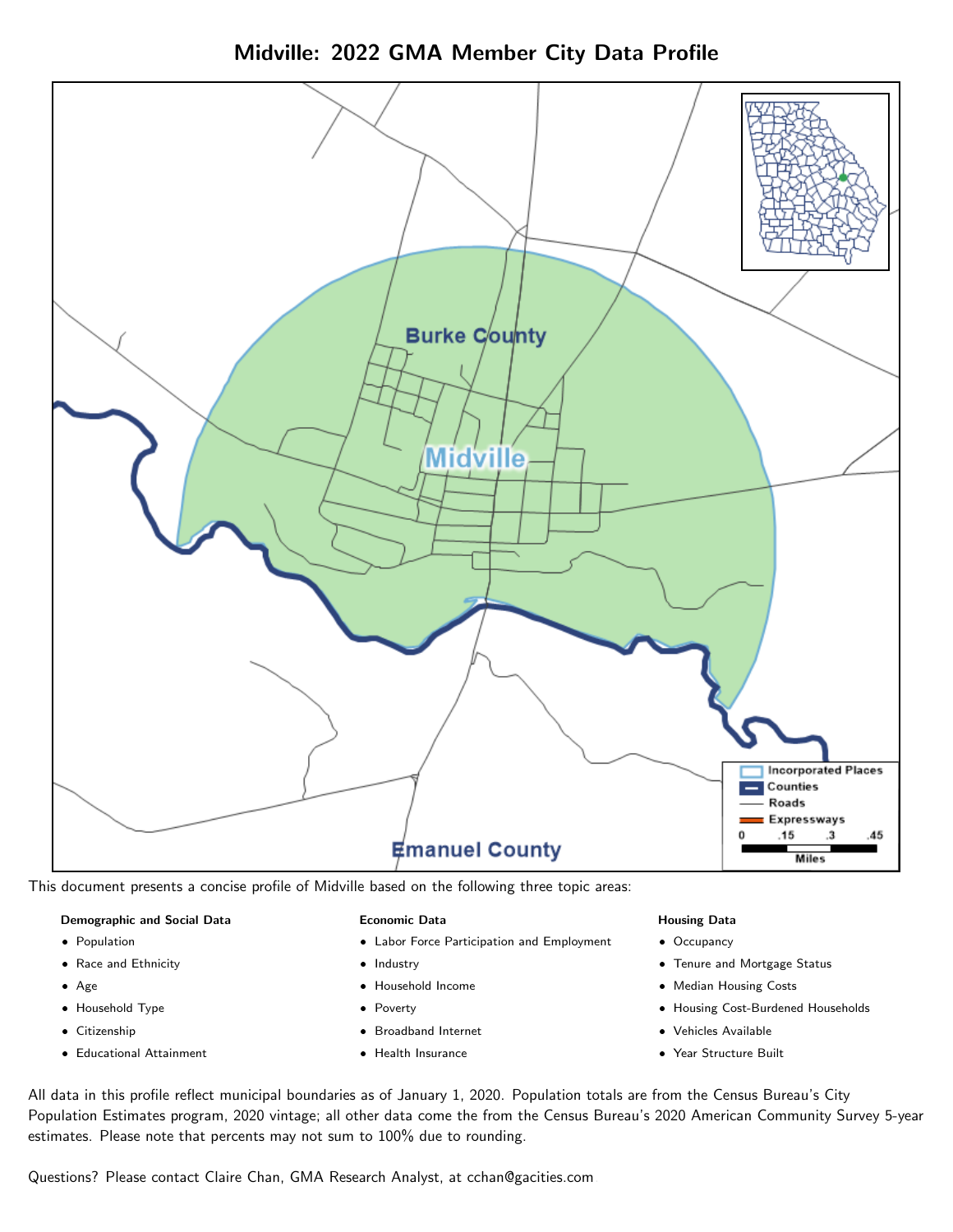# Midville: 2022 GMA Member City Data Profile

This document presents a concise profile of Midville based on the following three topic areas:

**Demographic and Social Data**

- Population
- Race and Ethnicity
- Age
- Household Type
- Citizenship
- Educational Attainment

**Economic Data**

- Labor Force Participation and Employment
- Industry
- Household Income
- Poverty
- Broadband Internet
- Health Insurance

**Housing Data**

- Occupancy
- Tenure and Mortgage Status
- Median Housing Costs
- Housing Cost-Burdened Households
- Vehicles Available
- Year Structure Built

All data in this profile reflect municipal boundaries as of January 1, 2020. Population totals are from the Census Bureau's City Population Estimates program, 2020 vintage; all other data come the from the Census Bureau's 2020 American Community Survey 5-year estimates. Please note that percents may not sum to 100% due to rounding.

Questions? Please contact Claire Chan, GMA Research Analyst, at cchan@gacities.com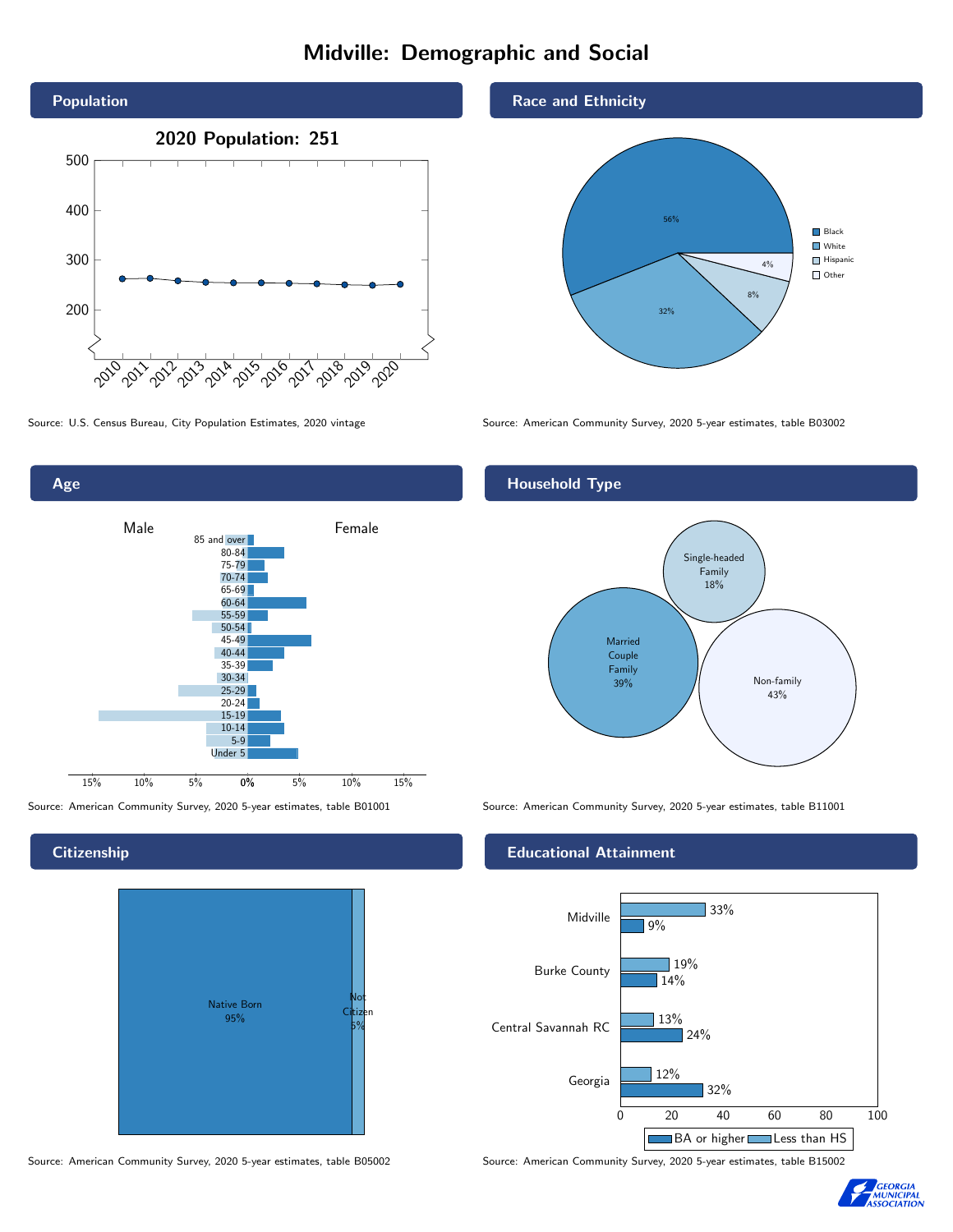# Midville: Demographic and Social

## Population

**2020 Population: 251**

Source: U.S. Census Bureau, City Population Estimates, 2020 vintage

## Race and Ethnicity

| Race/Ethnicity | Percent |
|---|---|
| Black | 56% |
| White | 32% |
| Hispanic | 8% |
| Other | 4% |

Source: American Community Survey, 2020 5-year estimates, table B03002

## Age

Source: American Community Survey, 2020 5-year estimates, table B01001

## Household Type

| Household Type | Percent |
|---|---|
| Married Couple Family | 39% |
| Single-headed Family | 18% |
| Non-family | 43% |

Source: American Community Survey, 2020 5-year estimates, table B11001

## Citizenship

| Status | Percent |
|---|---|
| Native Born | 95% |
| Not Citizen | 5% |

Source: American Community Survey, 2020 5-year estimates, table B05002

## Educational Attainment

| Area | Less than HS | BA or higher |
|---|---|---|
| Midville | 33% | 9% |
| Burke County | 19% | 14% |
| Central Savannah RC | 13% | 24% |
| Georgia | 12% | 32% |

Source: American Community Survey, 2020 5-year estimates, table B15002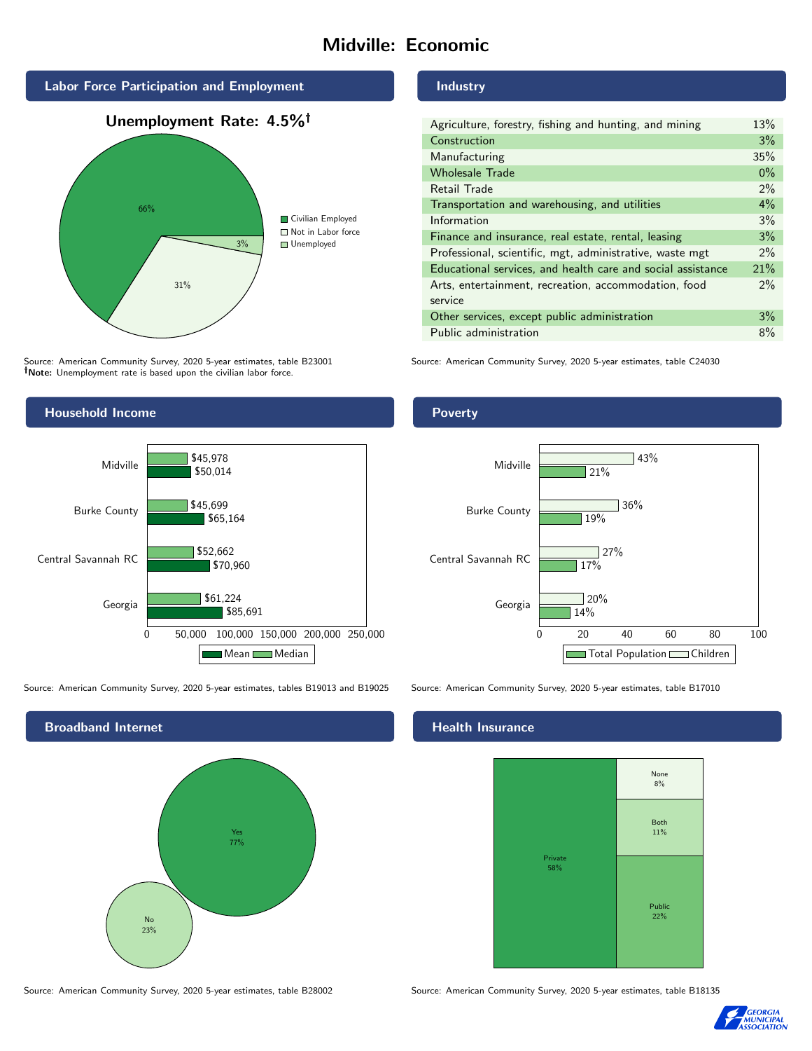# Midville: Economic

## Labor Force Participation and Employment

**Unemployment Rate: 4.5%†**

| Category | Percent |
|---|---|
| Civilian Employed | 66% |
| Not in Labor force | 31% |
| Unemployed | 3% |

Source: American Community Survey, 2020 5-year estimates, table B23001
**†Note:** Unemployment rate is based upon the civilian labor force.

## Industry

| Industry | Percent |
|---|---|
| Agriculture, forestry, fishing and hunting, and mining | 13% |
| Construction | 3% |
| Manufacturing | 35% |
| Wholesale Trade | 0% |
| Retail Trade | 2% |
| Transportation and warehousing, and utilities | 4% |
| Information | 3% |
| Finance and insurance, real estate, rental, leasing | 3% |
| Professional, scientific, mgt, administrative, waste mgt | 2% |
| Educational services, and health care and social assistance | 21% |
| Arts, entertainment, recreation, accommodation, food service | 2% |
| Other services, except public administration | 3% |
| Public administration | 8% |

Source: American Community Survey, 2020 5-year estimates, table C24030

## Household Income

| Area | Median | Mean |
|---|---|---|
| Midville | $45,978 | $50,014 |
| Burke County | $45,699 | $65,164 |
| Central Savannah RC | $52,662 | $70,960 |
| Georgia | $61,224 | $85,691 |

Source: American Community Survey, 2020 5-year estimates, tables B19013 and B19025

## Poverty

| Area | Children | Total Population |
|---|---|---|
| Midville | 43% | 21% |
| Burke County | 36% | 19% |
| Central Savannah RC | 27% | 17% |
| Georgia | 20% | 14% |

Source: American Community Survey, 2020 5-year estimates, table B17010

## Broadband Internet

| Response | Percent |
|---|---|
| Yes | 77% |
| No | 23% |

Source: American Community Survey, 2020 5-year estimates, table B28002

## Health Insurance

| Type | Percent |
|---|---|
| Private | 58% |
| Public | 22% |
| Both | 11% |
| None | 8% |

Source: American Community Survey, 2020 5-year estimates, table B18135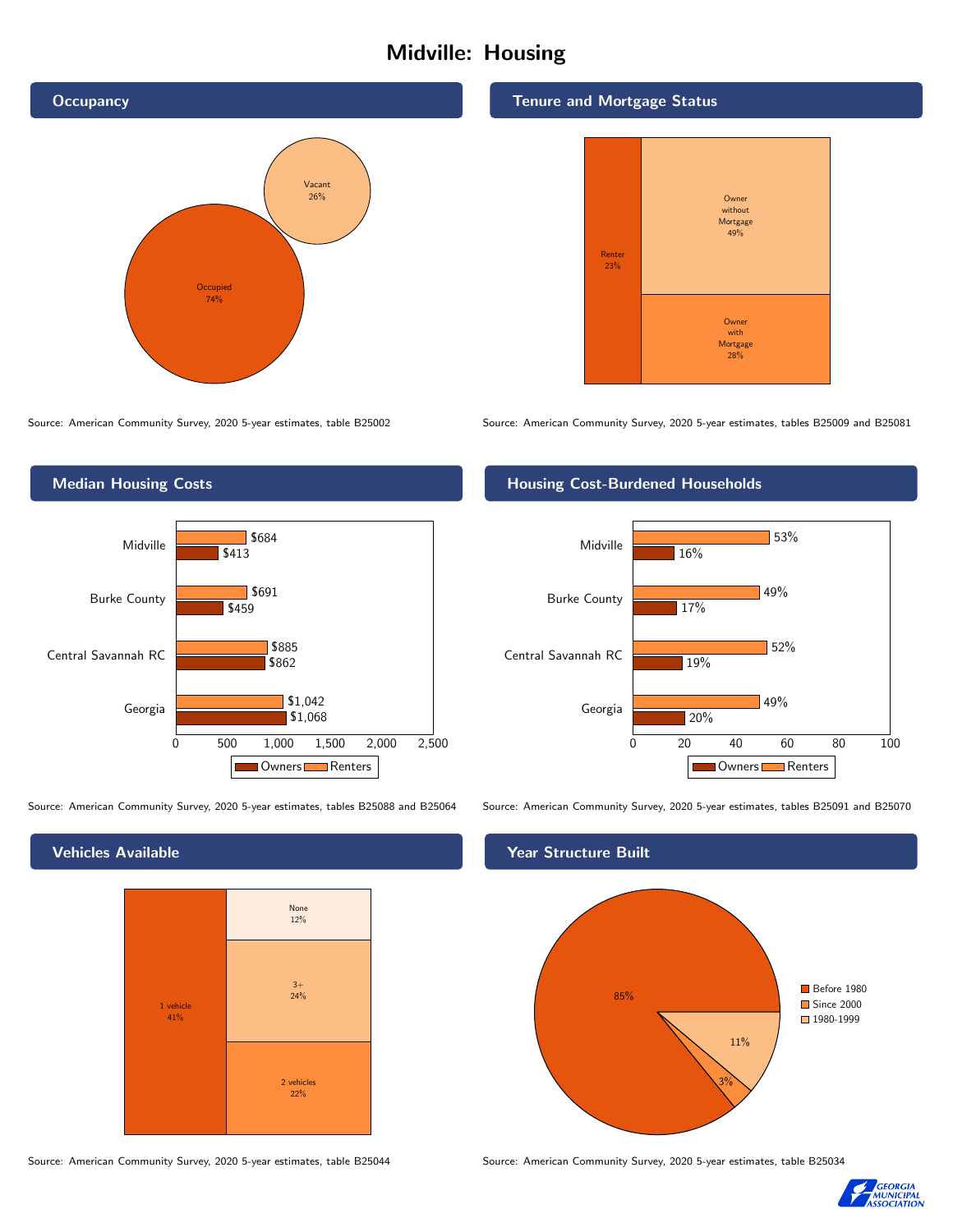# Midville: Housing

## Occupancy

Vacant
26%

Occupied
74%

Source: American Community Survey, 2020 5-year estimates, table B25002

## Tenure and Mortgage Status

Renter
23%

Owner
without
Mortgage
49%

Owner
with
Mortgage
28%

Source: American Community Survey, 2020 5-year estimates, tables B25009 and B25081

## Median Housing Costs

Midville
$684
$413

Burke County
$691
$459

Central Savannah RC
$885
$862

Georgia
$1,042
$1,068

0 500 1,000 1,500 2,000 2,500

Owners Renters

Source: American Community Survey, 2020 5-year estimates, tables B25088 and B25064

## Housing Cost-Burdened Households

Midville
53%
16%

Burke County
49%
17%

Central Savannah RC
52%
19%

Georgia
49%
20%

0 20 40 60 80 100

Owners Renters

Source: American Community Survey, 2020 5-year estimates, tables B25091 and B25070

## Vehicles Available

1 vehicle
41%

None
12%

3+
24%

2 vehicles
22%

Source: American Community Survey, 2020 5-year estimates, table B25044

## Year Structure Built

85%
3%
11%

Before 1980
Since 2000
1980-1999

Source: American Community Survey, 2020 5-year estimates, table B25034